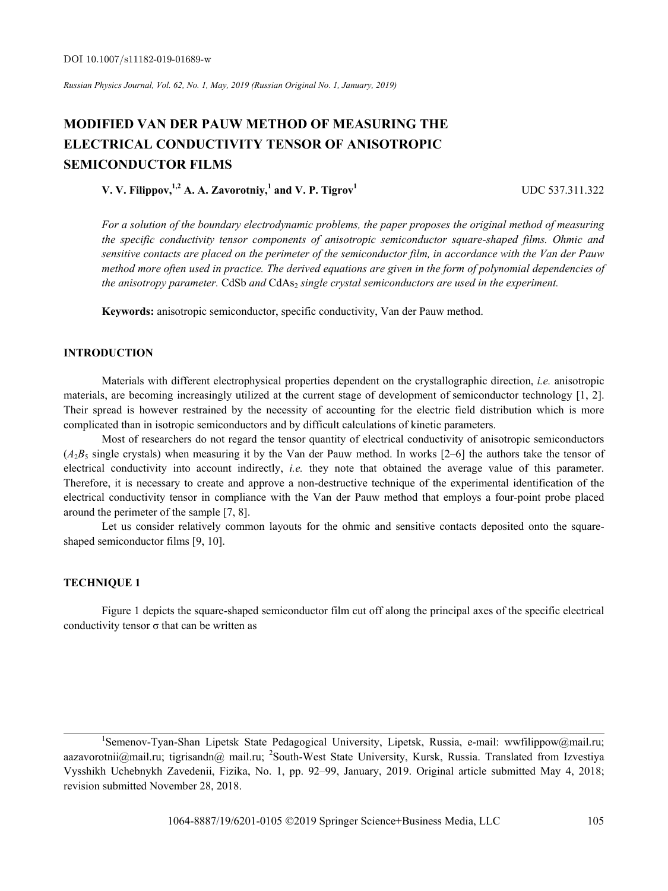DOI 10.1007/s11182-019-01689-w

*Russian Physics Journal, Vol. 62, No. 1, May, 2019 (Russian Original No. 1, January, 2019)*

# MODIFIED VAN DER PAUW METHOD OF MEASURING THE ELECTRICAL CONDUCTIVITY TENSOR OF ANISOTROPIC SEMICONDUCTOR FILMS

**V. V. Filippov,[1,2] A. A. Zavorotniy,[1] and V. P. Tigrov[1]** UDC 537.311.322

*For a solution of the boundary electrodynamic problems, the paper proposes the original method of measuring the specific conductivity tensor components of anisotropic semiconductor square-shaped films. Ohmic and sensitive contacts are placed on the perimeter of the semiconductor film, in accordance with the Van der Pauw method more often used in practice. The derived equations are given in the form of polynomial dependencies of the anisotropy parameter.* CdSb *and* $CdAs_2$ *single crystal semiconductors are used in the experiment.*

**Keywords:** anisotropic semiconductor, specific conductivity, Van der Pauw method.

## INTRODUCTION

Materials with different electrophysical properties dependent on the crystallographic direction, *i.e.* anisotropic materials, are becoming increasingly utilized at the current stage of development of semiconductor technology [1, 2]. Their spread is however restrained by the necessity of accounting for the electric field distribution which is more complicated than in isotropic semiconductors and by difficult calculations of kinetic parameters.

Most of researchers do not regard the tensor quantity of electrical conductivity of anisotropic semiconductors ($A_2B_5$ single crystals) when measuring it by the Van der Pauw method. In works [2–6] the authors take the tensor of electrical conductivity into account indirectly, *i.e.* they note that obtained the average value of this parameter. Therefore, it is necessary to create and approve a non-destructive technique of the experimental identification of the electrical conductivity tensor in compliance with the Van der Pauw method that employs a four-point probe placed around the perimeter of the sample [7, 8].

Let us consider relatively common layouts for the ohmic and sensitive contacts deposited onto the square-shaped semiconductor films [9, 10].

## TECHNIQUE 1

Figure 1 depicts the square-shaped semiconductor film cut off along the principal axes of the specific electrical conductivity tensor σ that can be written as

---

[1]Semenov-Tyan-Shan Lipetsk State Pedagogical University, Lipetsk, Russia, e-mail: wwfilippow@mail.ru; aazavorotnii@mail.ru; tigrisandn@ mail.ru; [2]South-West State University, Kursk, Russia. Translated from Izvestiya Vysshikh Uchebnykh Zavedenii, Fizika, No. 1, pp. 92–99, January, 2019. Original article submitted May 4, 2018; revision submitted November 28, 2018.

1064-8887/19/6201-0105 ©2019 Springer Science+Business Media, LLC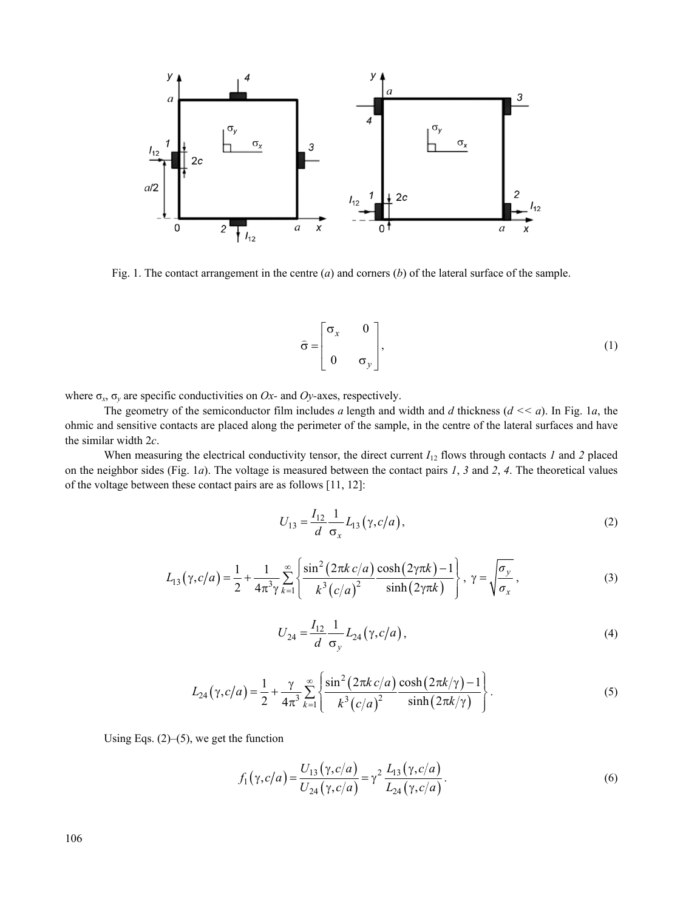Fig. 1. The contact arrangement in the centre (*a*) and corners (*b*) of the lateral surface of the sample.

$$\hat{\sigma} = \begin{bmatrix} \sigma_x & 0 \\ 0 & \sigma_y \end{bmatrix}, \tag{1}$$

where $\sigma_x$, $\sigma_y$ are specific conductivities on $Ox$- and $Oy$-axes, respectively.

The geometry of the semiconductor film includes *a* length and width and *d* thickness ($d << a$). In Fig. 1*a*, the ohmic and sensitive contacts are placed along the perimeter of the sample, in the centre of the lateral surfaces and have the similar width $2c$.

When measuring the electrical conductivity tensor, the direct current $I_{12}$ flows through contacts *1* and *2* placed on the neighbor sides (Fig. 1*a*). The voltage is measured between the contact pairs *1*, *3* and *2*, *4*. The theoretical values of the voltage between these contact pairs are as follows [11, 12]:

$$U_{13} = \frac{I_{12}}{d} \frac{1}{\sigma_x} L_{13}\left(\gamma, c/a\right), \tag{2}$$

$$L_{13}\left(\gamma, c/a\right) = \frac{1}{2} + \frac{1}{4\pi^3 \gamma} \sum_{k=1}^{\infty} \left\{ \frac{\sin^2\left(2\pi k\, c/a\right)}{k^3 \left(c/a\right)^2} \frac{\cosh\left(2\gamma\pi k\right) - 1}{\sinh\left(2\gamma\pi k\right)} \right\}, \; \gamma = \sqrt{\frac{\sigma_y}{\sigma_x}}, \tag{3}$$

$$U_{24} = \frac{I_{12}}{d} \frac{1}{\sigma_y} L_{24}\left(\gamma, c/a\right), \tag{4}$$

$$L_{24}\left(\gamma, c/a\right) = \frac{1}{2} + \frac{\gamma}{4\pi^3} \sum_{k=1}^{\infty} \left\{ \frac{\sin^2\left(2\pi k\, c/a\right)}{k^3 \left(c/a\right)^2} \frac{\cosh\left(2\pi k/\gamma\right) - 1}{\sinh\left(2\pi k/\gamma\right)} \right\}. \tag{5}$$

Using Eqs. (2)–(5), we get the function

$$f_1\left(\gamma, c/a\right) = \frac{U_{13}\left(\gamma, c/a\right)}{U_{24}\left(\gamma, c/a\right)} = \gamma^2 \frac{L_{13}\left(\gamma, c/a\right)}{L_{24}\left(\gamma, c/a\right)}. \tag{6}$$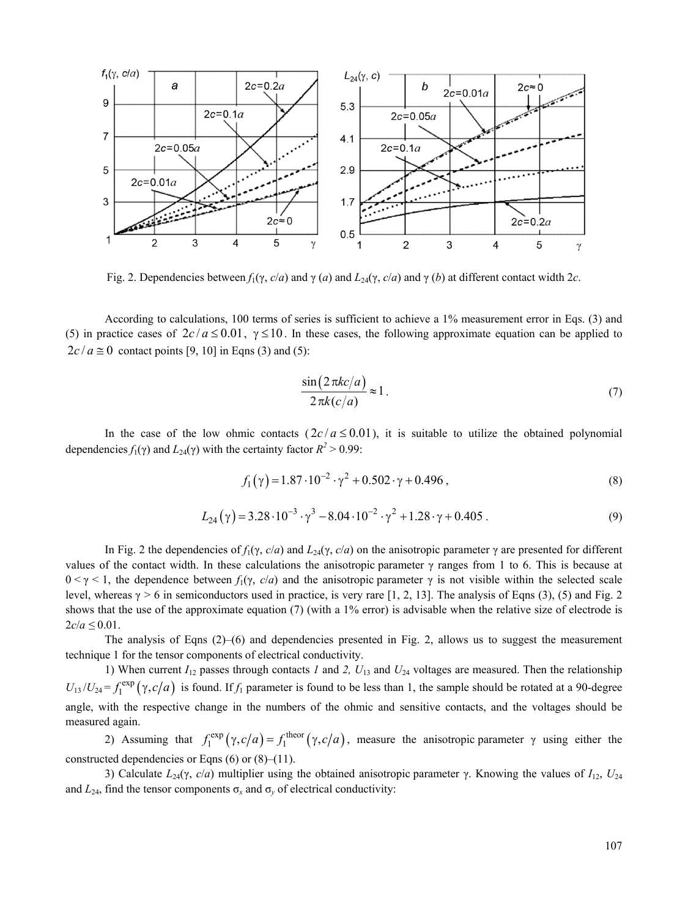Fig. 2. Dependencies between $f_1(\gamma, c/a)$ and $\gamma$ (*a*) and $L_{24}(\gamma, c/a)$ and $\gamma$ (*b*) at different contact width $2c$.

According to calculations, 100 terms of series is sufficient to achieve a 1% measurement error in Eqs. (3) and (5) in practice cases of $2c/a \le 0.01$, $\gamma \le 10$. In these cases, the following approximate equation can be applied to $2c/a \cong 0$ contact points [9, 10] in Eqns (3) and (5):

$$\frac{\sin(2\pi kc/a)}{2\pi k(c/a)} \approx 1. \tag{7}$$

In the case of the low ohmic contacts ($2c/a \le 0.01$), it is suitable to utilize the obtained polynomial dependencies $f_1(\gamma)$ and $L_{24}(\gamma)$ with the certainty factor $R^2 > 0.99$:

$$f_1(\gamma) = 1.87 \cdot 10^{-2} \cdot \gamma^2 + 0.502 \cdot \gamma + 0.496, \tag{8}$$

$$L_{24}(\gamma) = 3.28 \cdot 10^{-3} \cdot \gamma^3 - 8.04 \cdot 10^{-2} \cdot \gamma^2 + 1.28 \cdot \gamma + 0.405. \tag{9}$$

In Fig. 2 the dependencies of $f_1(\gamma, c/a)$ and $L_{24}(\gamma, c/a)$ on the anisotropic parameter $\gamma$ are presented for different values of the contact width. In these calculations the anisotropic parameter $\gamma$ ranges from 1 to 6. This is because at $0 < \gamma < 1$, the dependence between $f_1(\gamma, c/a)$ and the anisotropic parameter $\gamma$ is not visible within the selected scale level, whereas $\gamma > 6$ in semiconductors used in practice, is very rare [1, 2, 13]. The analysis of Eqns (3), (5) and Fig. 2 shows that the use of the approximate equation (7) (with a 1% error) is advisable when the relative size of electrode is $2c/a \le 0.01$.

The analysis of Eqns (2)–(6) and dependencies presented in Fig. 2, allows us to suggest the measurement technique 1 for the tensor components of electrical conductivity.

1) When current $I_{12}$ passes through contacts *1* and *2,* $U_{13}$ and $U_{24}$ voltages are measured. Then the relationship $U_{13}/U_{24} = f_1^{\exp}(\gamma, c/a)$ is found. If $f_1$ parameter is found to be less than 1, the sample should be rotated at a 90-degree angle, with the respective change in the numbers of the ohmic and sensitive contacts, and the voltages should be measured again.

2) Assuming that $f_1^{\exp}(\gamma, c/a) = f_1^{\text{theor}}(\gamma, c/a)$, measure the anisotropic parameter $\gamma$ using either the constructed dependencies or Eqns (6) or (8)–(11).

3) Calculate $L_{24}(\gamma, c/a)$ multiplier using the obtained anisotropic parameter $\gamma$. Knowing the values of $I_{12}$, $U_{24}$ and $L_{24}$, find the tensor components $\sigma_x$ and $\sigma_y$ of electrical conductivity: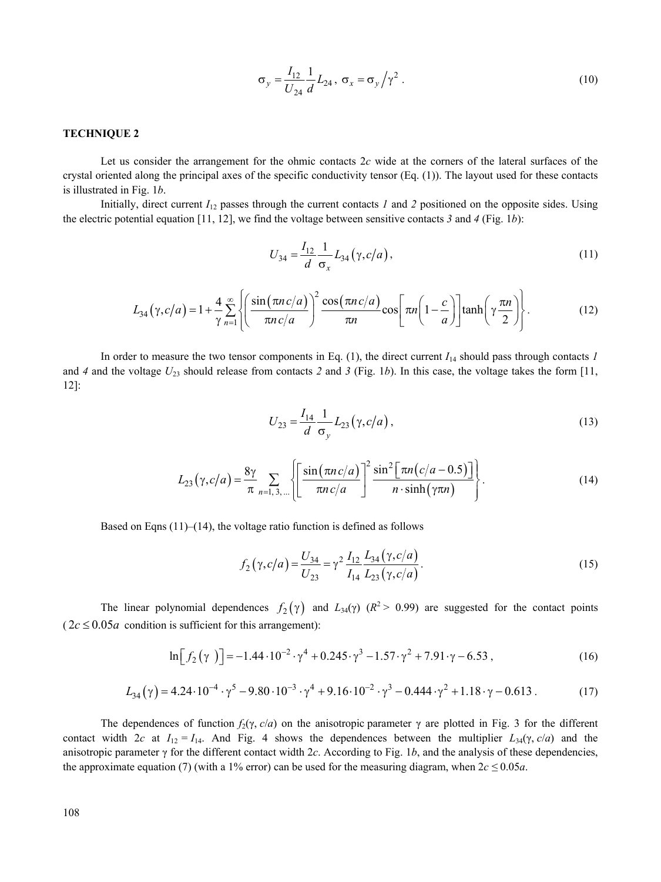$$\sigma_y = \frac{I_{12}}{U_{24}} \frac{1}{d} L_{24}\,,\; \sigma_x = \sigma_y \big/ \gamma^2\,. \tag{10}$$

**TECHNIQUE 2**

Let us consider the arrangement for the ohmic contacts $2c$ wide at the corners of the lateral surfaces of the crystal oriented along the principal axes of the specific conductivity tensor (Eq. (1)). The layout used for these contacts is illustrated in Fig. 1*b*.

Initially, direct current $I_{12}$ passes through the current contacts *1* and *2* positioned on the opposite sides. Using the electric potential equation [11, 12], we find the voltage between sensitive contacts *3* and *4* (Fig. 1*b*):

$$U_{34} = \frac{I_{12}}{d} \frac{1}{\sigma_x} L_{34}\left(\gamma, c/a\right), \tag{11}$$

$$L_{34}\left(\gamma, c/a\right) = 1 + \frac{4}{\gamma} \sum_{n=1}^{\infty} \left\{ \left( \frac{\sin\left(\pi n\, c/a\right)}{\pi n\, c/a} \right)^2 \frac{\cos\left(\pi n\, c/a\right)}{\pi n} \cos\left[\pi n \left(1 - \frac{c}{a}\right)\right] \tanh\left(\gamma \frac{\pi n}{2}\right) \right\}. \tag{12}$$

In order to measure the two tensor components in Eq. (1), the direct current $I_{14}$ should pass through contacts *1* and *4* and the voltage $U_{23}$ should release from contacts *2* and *3* (Fig. 1*b*). In this case, the voltage takes the form [11, 12]:

$$U_{23} = \frac{I_{14}}{d} \frac{1}{\sigma_y} L_{23}\left(\gamma, c/a\right), \tag{13}$$

$$L_{23}\left(\gamma, c/a\right) = \frac{8\gamma}{\pi} \sum_{n=1,\,3,\,\ldots} \left\{ \left[ \frac{\sin\left(\pi n\, c/a\right)}{\pi n\, c/a} \right]^2 \frac{\sin^2\left[\pi n \left(c/a - 0.5\right)\right]}{n \cdot \sinh\left(\gamma \pi n\right)} \right\}. \tag{14}$$

Based on Eqns (11)–(14), the voltage ratio function is defined as follows

$$f_2\left(\gamma, c/a\right) = \frac{U_{34}}{U_{23}} = \gamma^2 \frac{I_{12}}{I_{14}} \frac{L_{34}\left(\gamma, c/a\right)}{L_{23}\left(\gamma, c/a\right)}. \tag{15}$$

The linear polynomial dependences $f_2\left(\gamma\right)$ and $L_{34}(\gamma)$ ($R^2 > 0.99$) are suggested for the contact points ($2c \le 0.05a$ condition is sufficient for this arrangement):

$$\ln\left[f_2\left(\gamma\right)\right] = -1.44 \cdot 10^{-2} \cdot \gamma^4 + 0.245 \cdot \gamma^3 - 1.57 \cdot \gamma^2 + 7.91 \cdot \gamma - 6.53\,, \tag{16}$$

$$L_{34}\left(\gamma\right) = 4.24 \cdot 10^{-4} \cdot \gamma^5 - 9.80 \cdot 10^{-3} \cdot \gamma^4 + 9.16 \cdot 10^{-2} \cdot \gamma^3 - 0.444 \cdot \gamma^2 + 1.18 \cdot \gamma - 0.613\,. \tag{17}$$

The dependences of function $f_2(\gamma, c/a)$ on the anisotropic parameter $\gamma$ are plotted in Fig. 3 for the different contact width $2c$ at $I_{12} = I_{14}$. And Fig. 4 shows the dependences between the multiplier $L_{34}(\gamma, c/a)$ and the anisotropic parameter $\gamma$ for the different contact width $2c$. According to Fig. 1*b*, and the analysis of these dependencies, the approximate equation (7) (with a 1% error) can be used for the measuring diagram, when $2c \le 0.05a$.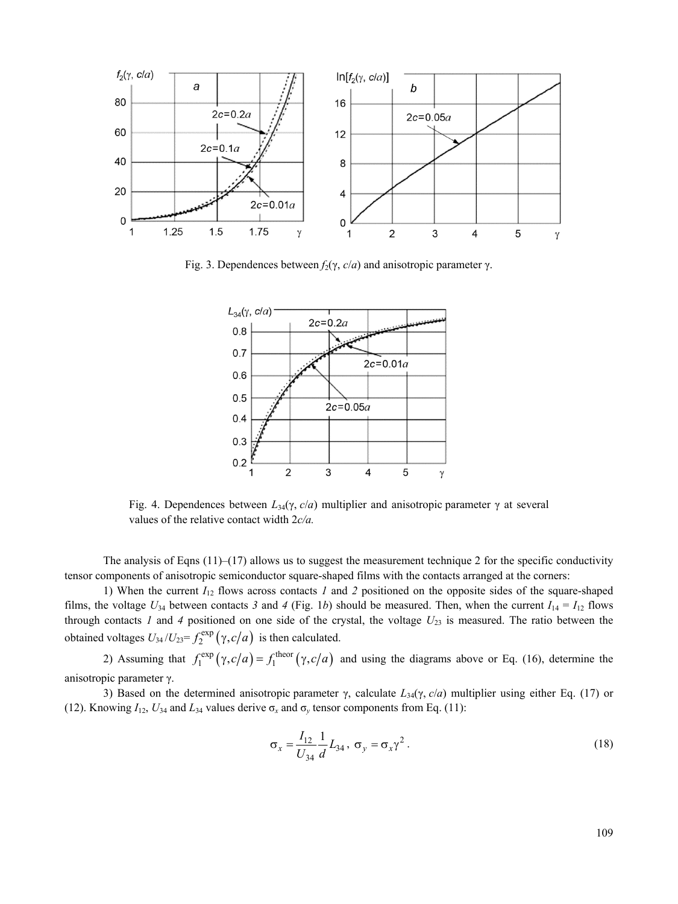Fig. 3. Dependences between $f_2(\gamma, c/a)$ and anisotropic parameter $\gamma$.

Fig. 4. Dependences between $L_{34}(\gamma, c/a)$ multiplier and anisotropic parameter $\gamma$ at several values of the relative contact width $2c/a$.

The analysis of Eqns (11)–(17) allows us to suggest the measurement technique 2 for the specific conductivity tensor components of anisotropic semiconductor square-shaped films with the contacts arranged at the corners:

1) When the current $I_{12}$ flows across contacts *1* and *2* positioned on the opposite sides of the square-shaped films, the voltage $U_{34}$ between contacts *3* and *4* (Fig. 1*b*) should be measured. Then, when the current $I_{14} = I_{12}$ flows through contacts *1* and *4* positioned on one side of the crystal, the voltage $U_{23}$ is measured. The ratio between the obtained voltages $U_{34}/U_{23} = f_2^{\exp}(\gamma, c/a)$ is then calculated.

2) Assuming that $f_1^{\exp}(\gamma, c/a) = f_1^{\text{theor}}(\gamma, c/a)$ and using the diagrams above or Eq. (16), determine the anisotropic parameter $\gamma$.

3) Based on the determined anisotropic parameter $\gamma$, calculate $L_{34}(\gamma, c/a)$ multiplier using either Eq. (17) or (12). Knowing $I_{12}$, $U_{34}$ and $L_{34}$ values derive $\sigma_x$ and $\sigma_y$ tensor components from Eq. (11):

$$\sigma_x = \frac{I_{12}}{U_{34}} \frac{1}{d} L_{34}, \ \sigma_y = \sigma_x \gamma^2 . \tag{18}$$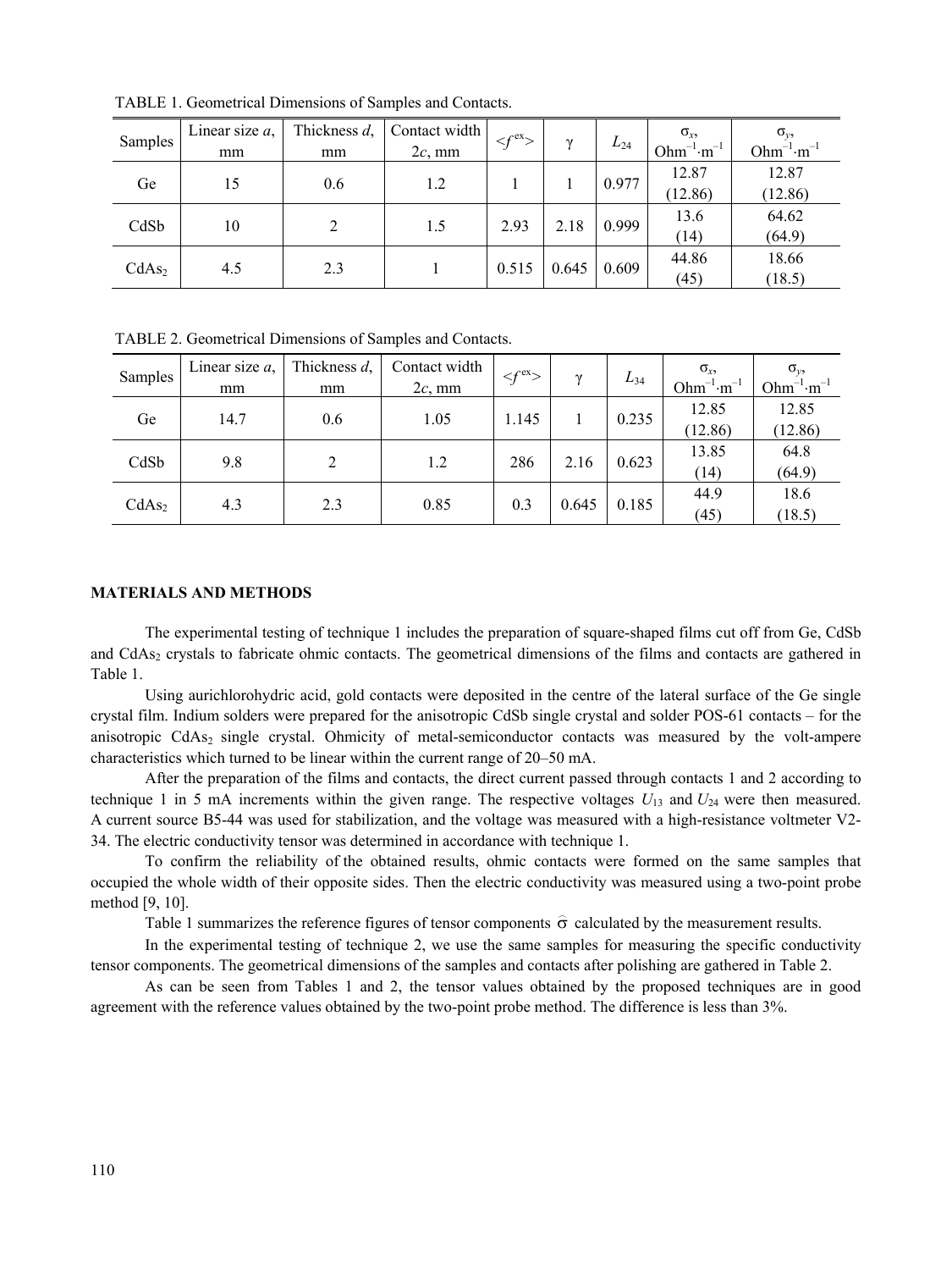TABLE 1. Geometrical Dimensions of Samples and Contacts.

| Samples | Linear size *a*, mm | Thickness *d*, mm | Contact width 2*c*, mm | $<f^{ex}>$ | γ | $L_{24}$ | $\sigma_x$, $Ohm^{-1}\cdot m^{-1}$ | $\sigma_y$, $Ohm^{-1}\cdot m^{-1}$ |
|---|---|---|---|---|---|---|---|---|
| Ge | 15 | 0.6 | 1.2 | 1 | 1 | 0.977 | 12.87 (12.86) | 12.87 (12.86) |
| CdSb | 10 | 2 | 1.5 | 2.93 | 2.18 | 0.999 | 13.6 (14) | 64.62 (64.9) |
| $CdAs_2$ | 4.5 | 2.3 | 1 | 0.515 | 0.645 | 0.609 | 44.86 (45) | 18.66 (18.5) |

TABLE 2. Geometrical Dimensions of Samples and Contacts.

| Samples | Linear size *a*, mm | Thickness *d*, mm | Contact width 2*c*, mm | $<f^{ex}>$ | γ | $L_{34}$ | $\sigma_x$, $Ohm^{-1}\cdot m^{-1}$ | $\sigma_y$, $Ohm^{-1}\cdot m^{-1}$ |
|---|---|---|---|---|---|---|---|---|
| Ge | 14.7 | 0.6 | 1.05 | 1.145 | 1 | 0.235 | 12.85 (12.86) | 12.85 (12.86) |
| CdSb | 9.8 | 2 | 1.2 | 286 | 2.16 | 0.623 | 13.85 (14) | 64.8 (64.9) |
| $CdAs_2$ | 4.3 | 2.3 | 0.85 | 0.3 | 0.645 | 0.185 | 44.9 (45) | 18.6 (18.5) |

## MATERIALS AND METHODS

The experimental testing of technique 1 includes the preparation of square-shaped films cut off from Ge, CdSb and $CdAs_2$ crystals to fabricate ohmic contacts. The geometrical dimensions of the films and contacts are gathered in Table 1.

Using aurichlorohydric acid, gold contacts were deposited in the centre of the lateral surface of the Ge single crystal film. Indium solders were prepared for the anisotropic CdSb single crystal and solder POS-61 contacts – for the anisotropic $CdAs_2$ single crystal. Ohmicity of metal-semiconductor contacts was measured by the volt-ampere characteristics which turned to be linear within the current range of 20–50 mA.

After the preparation of the films and contacts, the direct current passed through contacts 1 and 2 according to technique 1 in 5 mA increments within the given range. The respective voltages $U_{13}$ and $U_{24}$ were then measured. A current source B5-44 was used for stabilization, and the voltage was measured with a high-resistance voltmeter V2-34. The electric conductivity tensor was determined in accordance with technique 1.

To confirm the reliability of the obtained results, ohmic contacts were formed on the same samples that occupied the whole width of their opposite sides. Then the electric conductivity was measured using a two-point probe method [9, 10].

Table 1 summarizes the reference figures of tensor components $\hat{\sigma}$ calculated by the measurement results.

In the experimental testing of technique 2, we use the same samples for measuring the specific conductivity tensor components. The geometrical dimensions of the samples and contacts after polishing are gathered in Table 2.

As can be seen from Tables 1 and 2, the tensor values obtained by the proposed techniques are in good agreement with the reference values obtained by the two-point probe method. The difference is less than 3%.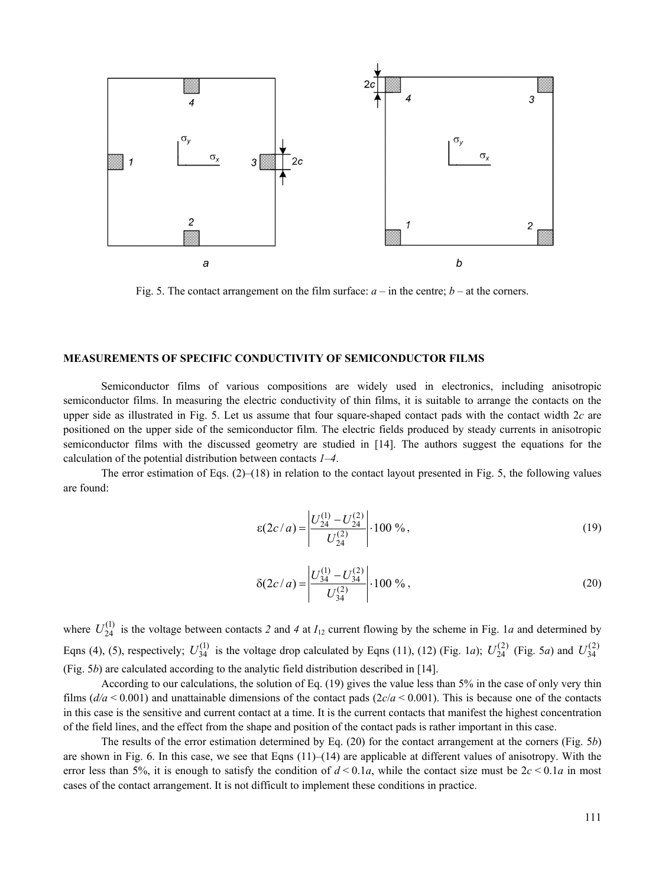Fig. 5. The contact arrangement on the film surface: *a* – in the centre; *b* – at the corners.

## MEASUREMENTS OF SPECIFIC CONDUCTIVITY OF SEMICONDUCTOR FILMS

Semiconductor films of various compositions are widely used in electronics, including anisotropic semiconductor films. In measuring the electric conductivity of thin films, it is suitable to arrange the contacts on the upper side as illustrated in Fig. 5. Let us assume that four square-shaped contact pads with the contact width $2c$ are positioned on the upper side of the semiconductor film. The electric fields produced by steady currents in anisotropic semiconductor films with the discussed geometry are studied in [14]. The authors suggest the equations for the calculation of the potential distribution between contacts *1–4*.

The error estimation of Eqs. (2)–(18) in relation to the contact layout presented in Fig. 5, the following values are found:

$$\varepsilon(2c/a) = \left| \frac{U_{24}^{(1)} - U_{24}^{(2)}}{U_{24}^{(2)}} \right| \cdot 100\ \%, \tag{19}$$

$$\delta(2c/a) = \left| \frac{U_{34}^{(1)} - U_{34}^{(2)}}{U_{34}^{(2)}} \right| \cdot 100\ \%, \tag{20}$$

where $U_{24}^{(1)}$ is the voltage between contacts *2* and *4* at $I_{12}$ current flowing by the scheme in Fig. 1*a* and determined by Eqns (4), (5), respectively; $U_{34}^{(1)}$ is the voltage drop calculated by Eqns (11), (12) (Fig. 1*a*); $U_{24}^{(2)}$ (Fig. 5*a*) and $U_{34}^{(2)}$ (Fig. 5*b*) are calculated according to the analytic field distribution described in [14].

According to our calculations, the solution of Eq. (19) gives the value less than 5% in the case of only very thin films ($d/a < 0.001$) and unattainable dimensions of the contact pads ($2c/a < 0.001$). This is because one of the contacts in this case is the sensitive and current contact at a time. It is the current contacts that manifest the highest concentration of the field lines, and the effect from the shape and position of the contact pads is rather important in this case.

The results of the error estimation determined by Eq. (20) for the contact arrangement at the corners (Fig. 5*b*) are shown in Fig. 6. In this case, we see that Eqns (11)–(14) are applicable at different values of anisotropy. With the error less than 5%, it is enough to satisfy the condition of $d < 0.1a$, while the contact size must be $2c < 0.1a$ in most cases of the contact arrangement. It is not difficult to implement these conditions in practice.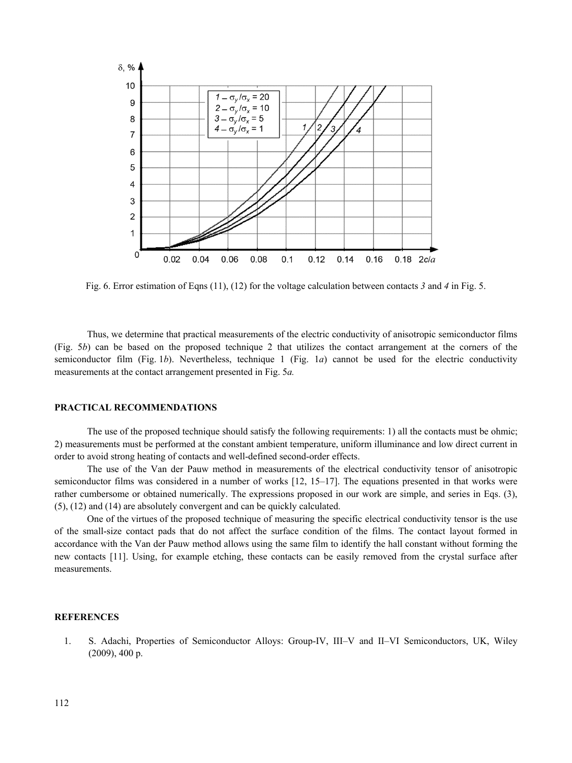Fig. 6. Error estimation of Eqns (11), (12) for the voltage calculation between contacts *3* and *4* in Fig. 5.

Thus, we determine that practical measurements of the electric conductivity of anisotropic semiconductor films (Fig. 5*b*) can be based on the proposed technique 2 that utilizes the contact arrangement at the corners of the semiconductor film (Fig. 1*b*). Nevertheless, technique 1 (Fig. 1*a*) cannot be used for the electric conductivity measurements at the contact arrangement presented in Fig. 5*a.*

## PRACTICAL RECOMMENDATIONS

The use of the proposed technique should satisfy the following requirements: 1) all the contacts must be ohmic; 2) measurements must be performed at the constant ambient temperature, uniform illuminance and low direct current in order to avoid strong heating of contacts and well-defined second-order effects.

The use of the Van der Pauw method in measurements of the electrical conductivity tensor of anisotropic semiconductor films was considered in a number of works [12, 15–17]. The equations presented in that works were rather cumbersome or obtained numerically. The expressions proposed in our work are simple, and series in Eqs. (3), (5), (12) and (14) are absolutely convergent and can be quickly calculated.

One of the virtues of the proposed technique of measuring the specific electrical conductivity tensor is the use of the small-size contact pads that do not affect the surface condition of the films. The contact layout formed in accordance with the Van der Pauw method allows using the same film to identify the hall constant without forming the new contacts [11]. Using, for example etching, these contacts can be easily removed from the crystal surface after measurements.

## REFERENCES

1. S. Adachi, Properties of Semiconductor Alloys: Group-IV, III–V and II–VI Semiconductors, UK, Wiley (2009), 400 p.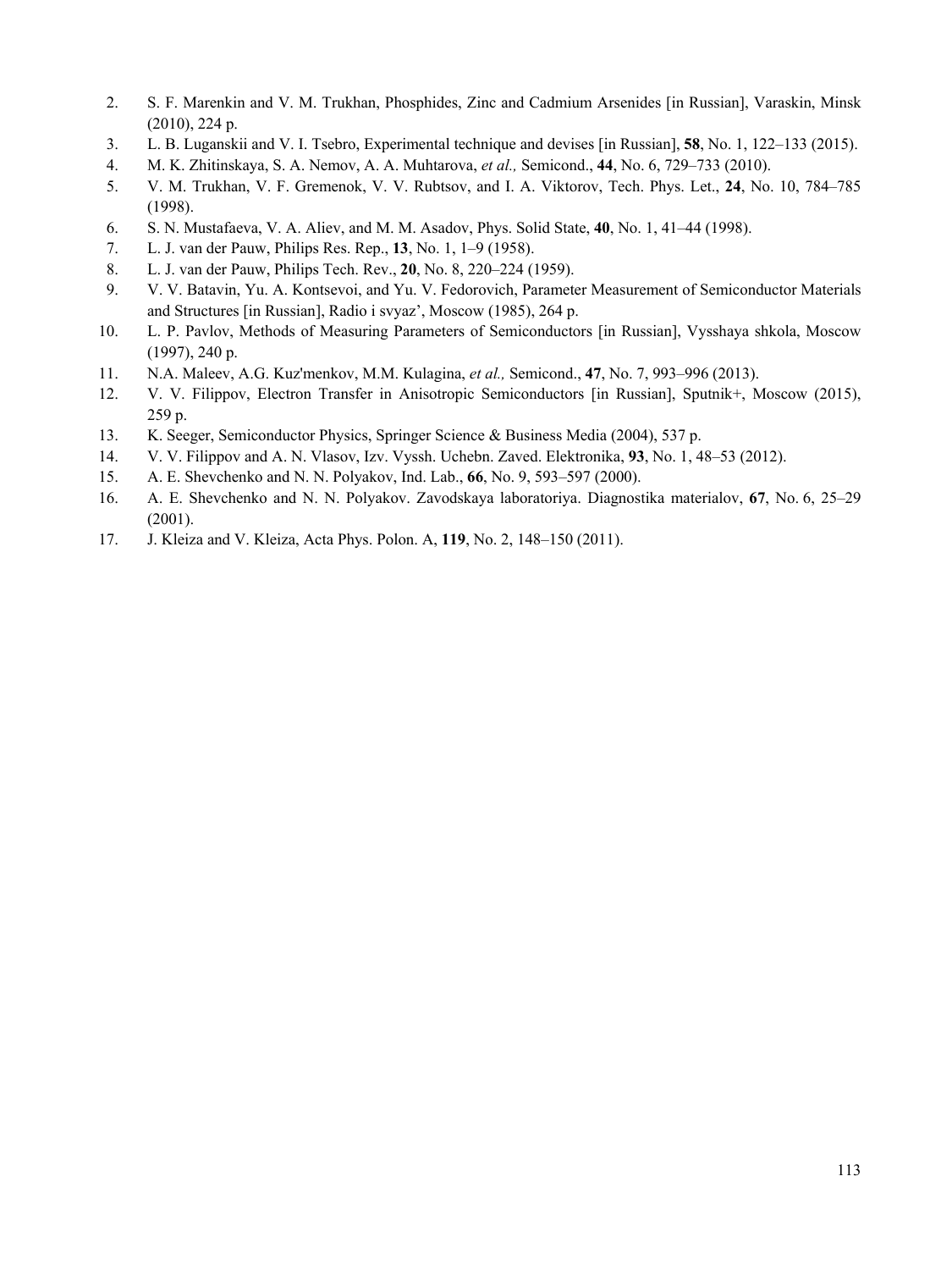2. S. F. Marenkin and V. M. Trukhan, Phosphides, Zinc and Cadmium Arsenides [in Russian], Varaskin, Minsk (2010), 224 p.
3. L. B. Luganskii and V. I. Tsebro, Experimental technique and devises [in Russian], **58**, No. 1, 122–133 (2015).
4. M. K. Zhitinskaya, S. A. Nemov, A. A. Muhtarova, *et al.,* Semicond., **44**, No. 6, 729–733 (2010).
5. V. M. Trukhan, V. F. Gremenok, V. V. Rubtsov, and I. A. Viktorov, Tech. Phys. Let., **24**, No. 10, 784–785 (1998).
6. S. N. Mustafaeva, V. A. Aliev, and M. M. Asadov, Phys. Solid State, **40**, No. 1, 41–44 (1998).
7. L. J. van der Pauw, Philips Res. Rep., **13**, No. 1, 1–9 (1958).
8. L. J. van der Pauw, Philips Tech. Rev., **20**, No. 8, 220–224 (1959).
9. V. V. Batavin, Yu. A. Kontsevoi, and Yu. V. Fedorovich, Parameter Measurement of Semiconductor Materials and Structures [in Russian], Radio i svyaz', Moscow (1985), 264 p.
10. L. P. Pavlov, Methods of Measuring Parameters of Semiconductors [in Russian], Vysshaya shkola, Moscow (1997), 240 p.
11. N.A. Maleev, A.G. Kuz'menkov, M.M. Kulagina, *et al.,* Semicond., **47**, No. 7, 993–996 (2013).
12. V. V. Filippov, Electron Transfer in Anisotropic Semiconductors [in Russian], Sputnik+, Moscow (2015), 259 p.
13. K. Seeger, Semiconductor Physics, Springer Science & Business Media (2004), 537 p.
14. V. V. Filippov and A. N. Vlasov, Izv. Vyssh. Uchebn. Zaved. Elektronika, **93**, No. 1, 48–53 (2012).
15. A. E. Shevchenko and N. N. Polyakov, Ind. Lab., **66**, No. 9, 593–597 (2000).
16. A. E. Shevchenko and N. N. Polyakov. Zavodskaya laboratoriya. Diagnostika materialov, **67**, No. 6, 25–29 (2001).
17. J. Kleiza and V. Kleiza, Acta Phys. Polon. A, **119**, No. 2, 148–150 (2011).